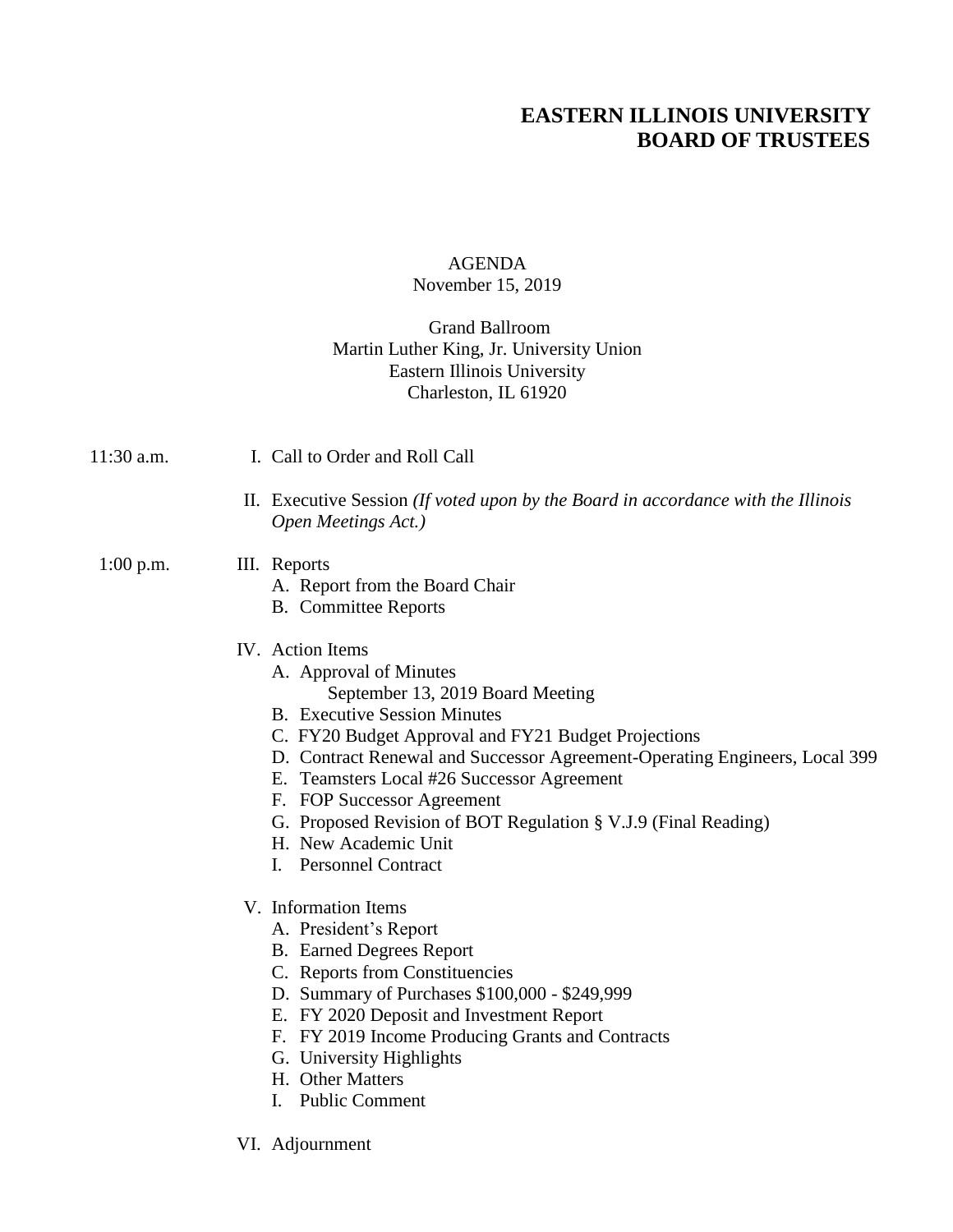# EASTERN ILLINOIS UNIVERSITY
# BOARD OF TRUSTEES

AGENDA
November 15, 2019

Grand Ballroom
Martin Luther King, Jr. University Union
Eastern Illinois University
Charleston, IL 61920

11:30 a.m.

I. Call to Order and Roll Call

II. Executive Session *(If voted upon by the Board in accordance with the Illinois Open Meetings Act.)*

1:00 p.m.

III. Reports
   - A. Report from the Board Chair
   - B. Committee Reports

IV. Action Items
   - A. Approval of Minutes
     - September 13, 2019 Board Meeting
   - B. Executive Session Minutes
   - C. FY20 Budget Approval and FY21 Budget Projections
   - D. Contract Renewal and Successor Agreement-Operating Engineers, Local 399
   - E. Teamsters Local #26 Successor Agreement
   - F. FOP Successor Agreement
   - G. Proposed Revision of BOT Regulation § V.J.9 (Final Reading)
   - H. New Academic Unit
   - I. Personnel Contract

V. Information Items
   - A. President's Report
   - B. Earned Degrees Report
   - C. Reports from Constituencies
   - D. Summary of Purchases $100,000 - $249,999
   - E. FY 2020 Deposit and Investment Report
   - F. FY 2019 Income Producing Grants and Contracts
   - G. University Highlights
   - H. Other Matters
   - I. Public Comment

VI. Adjournment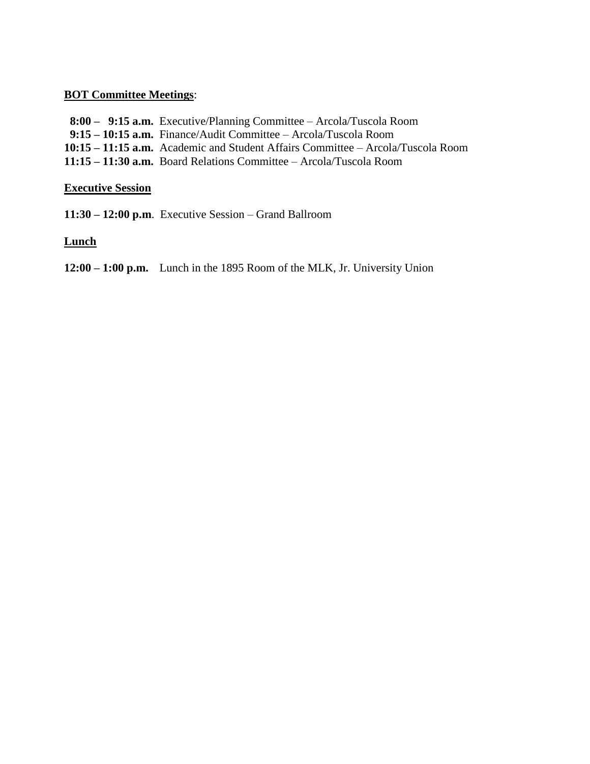**BOT Committee Meetings**:

**8:00 – 9:15 a.m.** Executive/Planning Committee – Arcola/Tuscola Room
**9:15 – 10:15 a.m.** Finance/Audit Committee – Arcola/Tuscola Room
**10:15 – 11:15 a.m.** Academic and Student Affairs Committee – Arcola/Tuscola Room
**11:15 – 11:30 a.m.** Board Relations Committee – Arcola/Tuscola Room

**Executive Session**

**11:30 – 12:00 p.m**. Executive Session – Grand Ballroom

**Lunch**

**12:00 – 1:00 p.m.** Lunch in the 1895 Room of the MLK, Jr. University Union